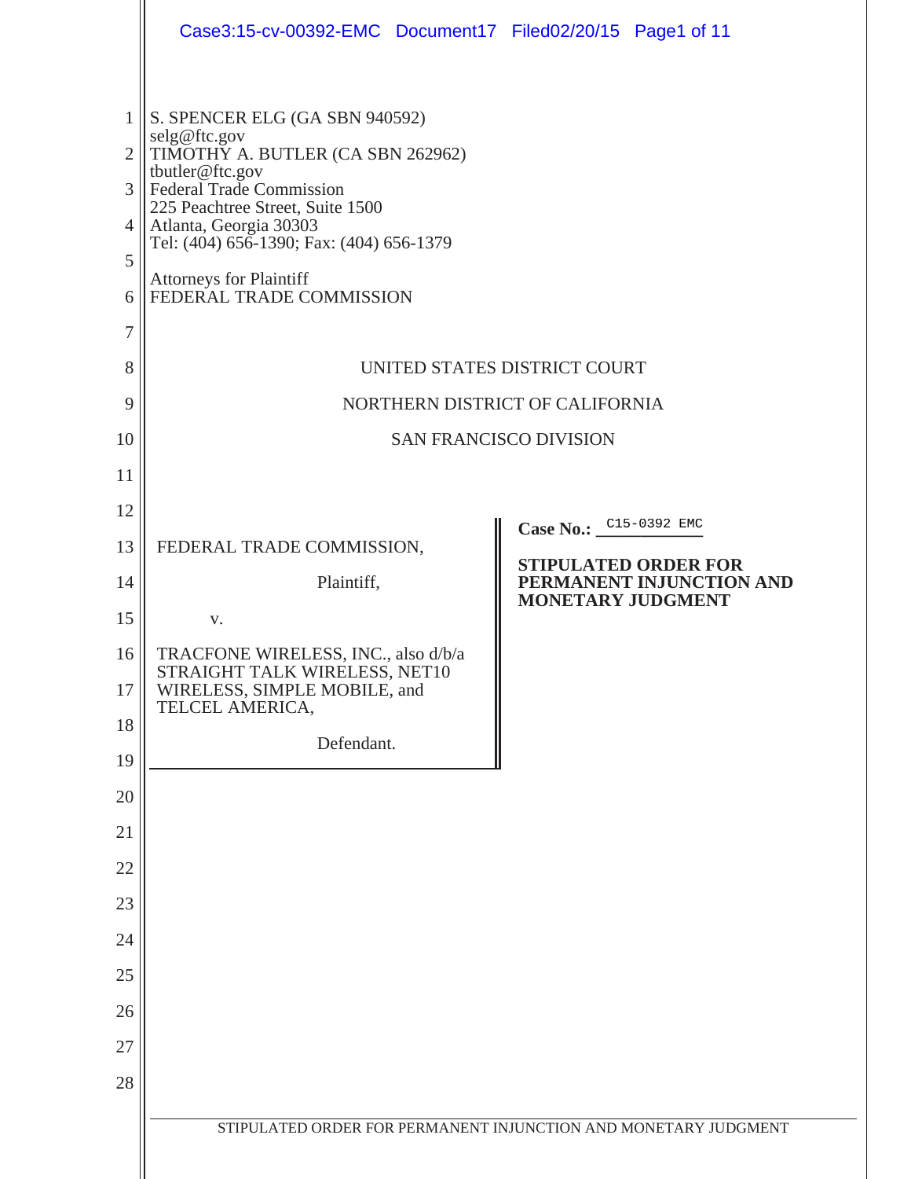S. SPENCER ELG (GA SBN 940592)
selg@ftc.gov
TIMOTHY A. BUTLER (CA SBN 262962)
tbutler@ftc.gov
Federal Trade Commission
225 Peachtree Street, Suite 1500
Atlanta, Georgia 30303
Tel: (404) 656-1390; Fax: (404) 656-1379

Attorneys for Plaintiff
FEDERAL TRADE COMMISSION

UNITED STATES DISTRICT COURT

NORTHERN DISTRICT OF CALIFORNIA

SAN FRANCISCO DIVISION

FEDERAL TRADE COMMISSION,

Plaintiff,

v.

TRACFONE WIRELESS, INC., also d/b/a STRAIGHT TALK WIRELESS, NET10 WIRELESS, SIMPLE MOBILE, and TELCEL AMERICA,

Defendant.

**Case No.:** C15-0392 EMC

**STIPULATED ORDER FOR PERMANENT INJUNCTION AND MONETARY JUDGMENT**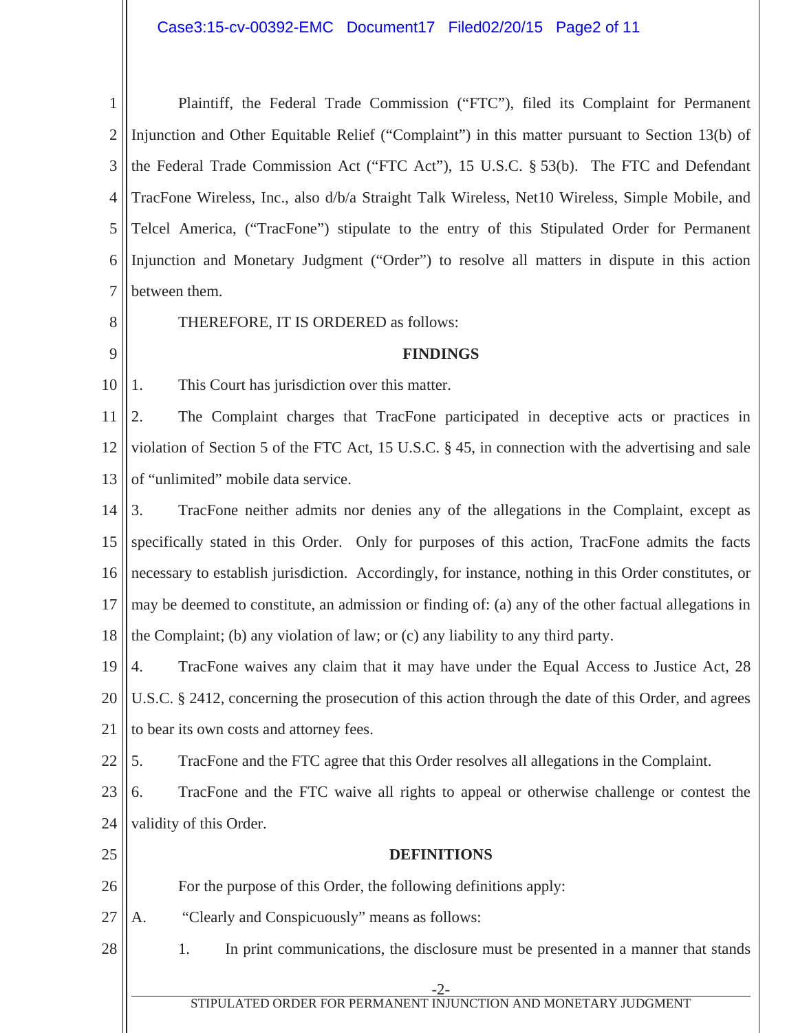Plaintiff, the Federal Trade Commission ("FTC"), filed its Complaint for Permanent Injunction and Other Equitable Relief ("Complaint") in this matter pursuant to Section 13(b) of the Federal Trade Commission Act ("FTC Act"), 15 U.S.C. § 53(b). The FTC and Defendant TracFone Wireless, Inc., also d/b/a Straight Talk Wireless, Net10 Wireless, Simple Mobile, and Telcel America, ("TracFone") stipulate to the entry of this Stipulated Order for Permanent Injunction and Monetary Judgment ("Order") to resolve all matters in dispute in this action between them.

THEREFORE, IT IS ORDERED as follows:

**FINDINGS**

1. This Court has jurisdiction over this matter.

2. The Complaint charges that TracFone participated in deceptive acts or practices in violation of Section 5 of the FTC Act, 15 U.S.C. § 45, in connection with the advertising and sale of "unlimited" mobile data service.

3. TracFone neither admits nor denies any of the allegations in the Complaint, except as specifically stated in this Order. Only for purposes of this action, TracFone admits the facts necessary to establish jurisdiction. Accordingly, for instance, nothing in this Order constitutes, or may be deemed to constitute, an admission or finding of: (a) any of the other factual allegations in the Complaint; (b) any violation of law; or (c) any liability to any third party.

4. TracFone waives any claim that it may have under the Equal Access to Justice Act, 28 U.S.C. § 2412, concerning the prosecution of this action through the date of this Order, and agrees to bear its own costs and attorney fees.

5. TracFone and the FTC agree that this Order resolves all allegations in the Complaint.

6. TracFone and the FTC waive all rights to appeal or otherwise challenge or contest the validity of this Order.

**DEFINITIONS**

For the purpose of this Order, the following definitions apply:

A. "Clearly and Conspicuously" means as follows:

1. In print communications, the disclosure must be presented in a manner that stands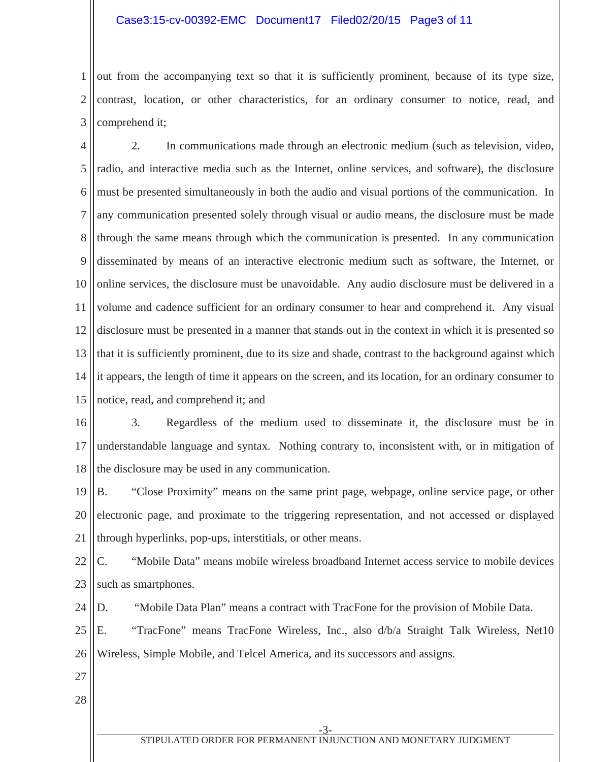out from the accompanying text so that it is sufficiently prominent, because of its type size, contrast, location, or other characteristics, for an ordinary consumer to notice, read, and comprehend it;

2. In communications made through an electronic medium (such as television, video, radio, and interactive media such as the Internet, online services, and software), the disclosure must be presented simultaneously in both the audio and visual portions of the communication. In any communication presented solely through visual or audio means, the disclosure must be made through the same means through which the communication is presented. In any communication disseminated by means of an interactive electronic medium such as software, the Internet, or online services, the disclosure must be unavoidable. Any audio disclosure must be delivered in a volume and cadence sufficient for an ordinary consumer to hear and comprehend it. Any visual disclosure must be presented in a manner that stands out in the context in which it is presented so that it is sufficiently prominent, due to its size and shade, contrast to the background against which it appears, the length of time it appears on the screen, and its location, for an ordinary consumer to notice, read, and comprehend it; and

3. Regardless of the medium used to disseminate it, the disclosure must be in understandable language and syntax. Nothing contrary to, inconsistent with, or in mitigation of the disclosure may be used in any communication.

B. "Close Proximity" means on the same print page, webpage, online service page, or other electronic page, and proximate to the triggering representation, and not accessed or displayed through hyperlinks, pop-ups, interstitials, or other means.

C. "Mobile Data" means mobile wireless broadband Internet access service to mobile devices such as smartphones.

D. "Mobile Data Plan" means a contract with TracFone for the provision of Mobile Data.

E. "TracFone" means TracFone Wireless, Inc., also d/b/a Straight Talk Wireless, Net10 Wireless, Simple Mobile, and Telcel America, and its successors and assigns.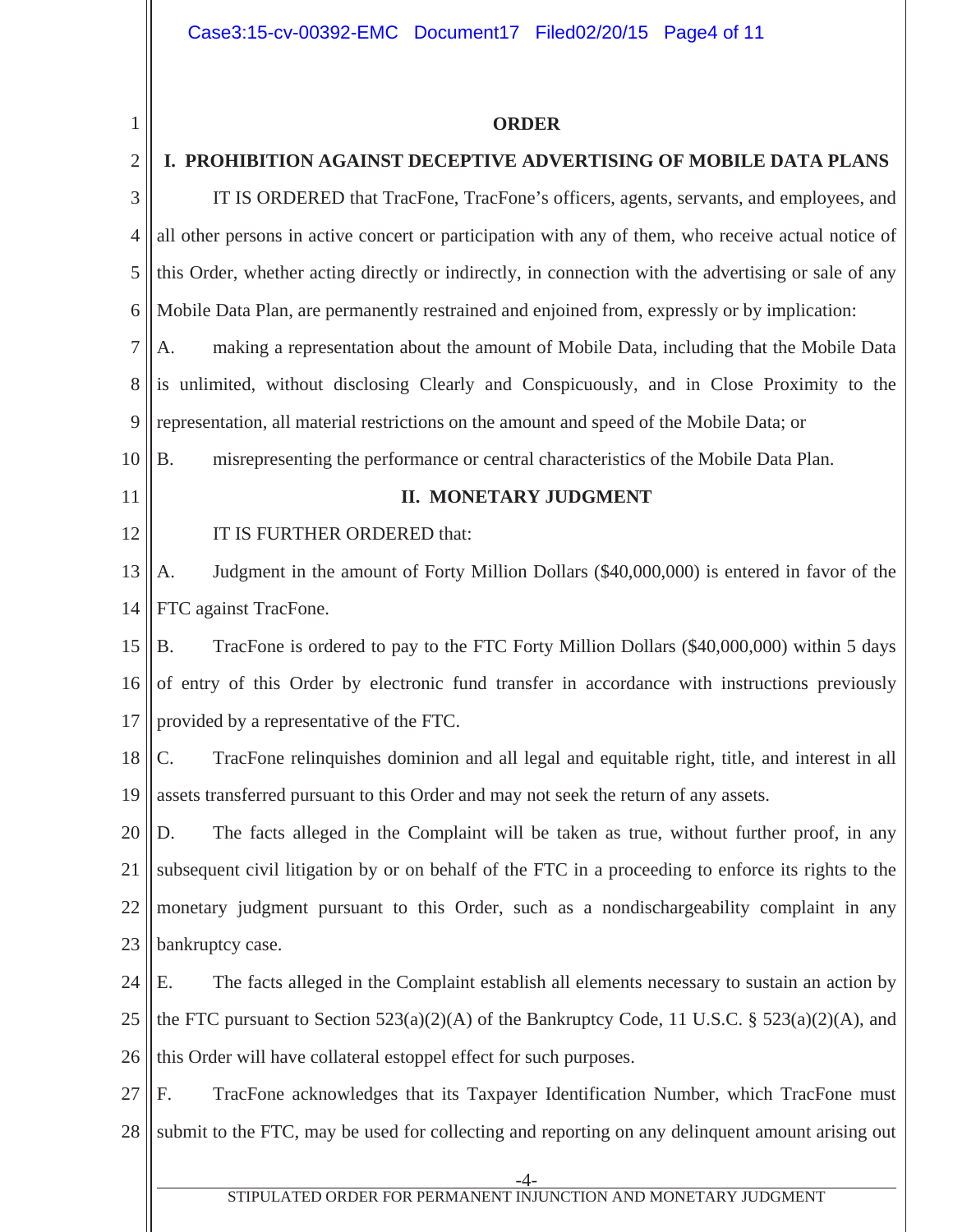**ORDER**

**I. PROHIBITION AGAINST DECEPTIVE ADVERTISING OF MOBILE DATA PLANS**

IT IS ORDERED that TracFone, TracFone's officers, agents, servants, and employees, and all other persons in active concert or participation with any of them, who receive actual notice of this Order, whether acting directly or indirectly, in connection with the advertising or sale of any Mobile Data Plan, are permanently restrained and enjoined from, expressly or by implication:

A. making a representation about the amount of Mobile Data, including that the Mobile Data is unlimited, without disclosing Clearly and Conspicuously, and in Close Proximity to the representation, all material restrictions on the amount and speed of the Mobile Data; or

B. misrepresenting the performance or central characteristics of the Mobile Data Plan.

**II. MONETARY JUDGMENT**

IT IS FURTHER ORDERED that:

A. Judgment in the amount of Forty Million Dollars ($40,000,000) is entered in favor of the FTC against TracFone.

B. TracFone is ordered to pay to the FTC Forty Million Dollars ($40,000,000) within 5 days of entry of this Order by electronic fund transfer in accordance with instructions previously provided by a representative of the FTC.

C. TracFone relinquishes dominion and all legal and equitable right, title, and interest in all assets transferred pursuant to this Order and may not seek the return of any assets.

D. The facts alleged in the Complaint will be taken as true, without further proof, in any subsequent civil litigation by or on behalf of the FTC in a proceeding to enforce its rights to the monetary judgment pursuant to this Order, such as a nondischargeability complaint in any bankruptcy case.

E. The facts alleged in the Complaint establish all elements necessary to sustain an action by the FTC pursuant to Section 523(a)(2)(A) of the Bankruptcy Code, 11 U.S.C. § 523(a)(2)(A), and this Order will have collateral estoppel effect for such purposes.

F. TracFone acknowledges that its Taxpayer Identification Number, which TracFone must submit to the FTC, may be used for collecting and reporting on any delinquent amount arising out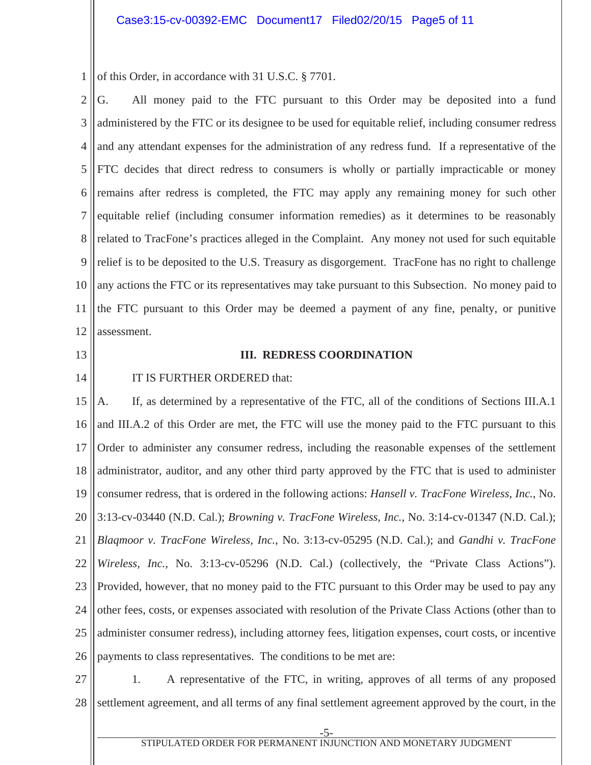of this Order, in accordance with 31 U.S.C. § 7701.

G. All money paid to the FTC pursuant to this Order may be deposited into a fund administered by the FTC or its designee to be used for equitable relief, including consumer redress and any attendant expenses for the administration of any redress fund. If a representative of the FTC decides that direct redress to consumers is wholly or partially impracticable or money remains after redress is completed, the FTC may apply any remaining money for such other equitable relief (including consumer information remedies) as it determines to be reasonably related to TracFone's practices alleged in the Complaint. Any money not used for such equitable relief is to be deposited to the U.S. Treasury as disgorgement. TracFone has no right to challenge any actions the FTC or its representatives may take pursuant to this Subsection. No money paid to the FTC pursuant to this Order may be deemed a payment of any fine, penalty, or punitive assessment.

## III. REDRESS COORDINATION

IT IS FURTHER ORDERED that:

A. If, as determined by a representative of the FTC, all of the conditions of Sections III.A.1 and III.A.2 of this Order are met, the FTC will use the money paid to the FTC pursuant to this Order to administer any consumer redress, including the reasonable expenses of the settlement administrator, auditor, and any other third party approved by the FTC that is used to administer consumer redress, that is ordered in the following actions: *Hansell v. TracFone Wireless, Inc.*, No. 3:13-cv-03440 (N.D. Cal.); *Browning v. TracFone Wireless, Inc.*, No. 3:14-cv-01347 (N.D. Cal.); *Blaqmoor v. TracFone Wireless, Inc.*, No. 3:13-cv-05295 (N.D. Cal.); and *Gandhi v. TracFone Wireless, Inc.*, No. 3:13-cv-05296 (N.D. Cal.) (collectively, the "Private Class Actions"). Provided, however, that no money paid to the FTC pursuant to this Order may be used to pay any other fees, costs, or expenses associated with resolution of the Private Class Actions (other than to administer consumer redress), including attorney fees, litigation expenses, court costs, or incentive payments to class representatives. The conditions to be met are:

1. A representative of the FTC, in writing, approves of all terms of any proposed settlement agreement, and all terms of any final settlement agreement approved by the court, in the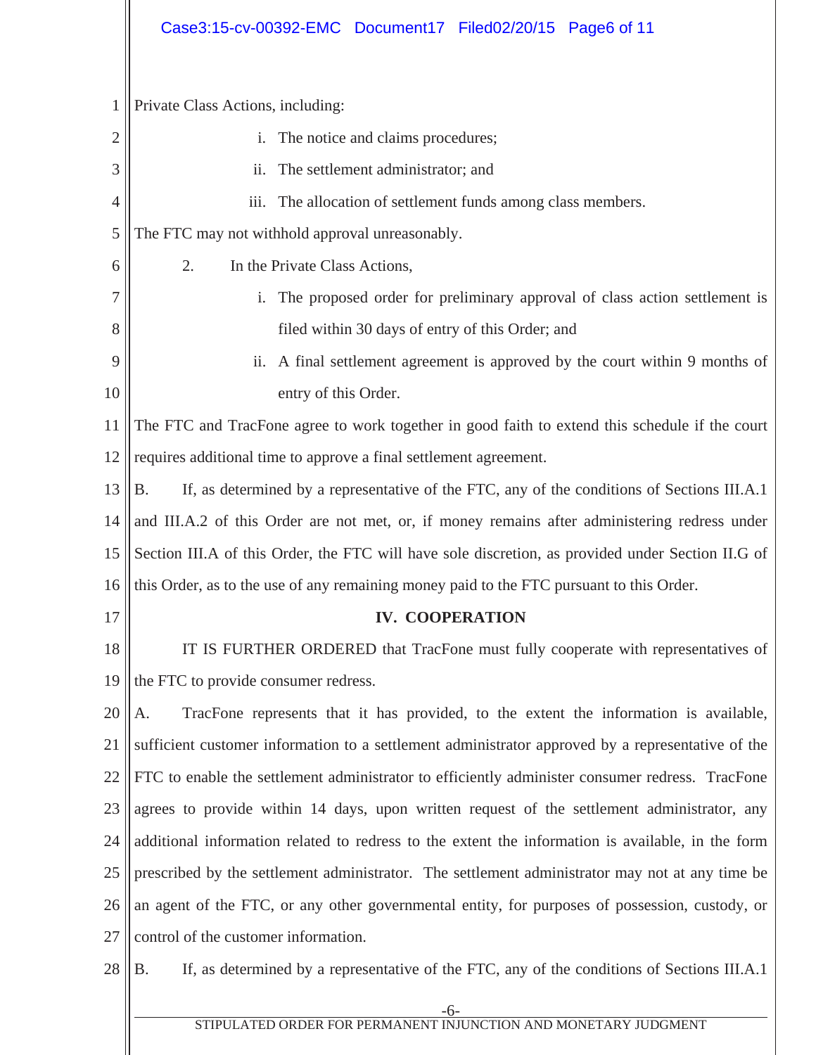Private Class Actions, including:

i. The notice and claims procedures;

ii. The settlement administrator; and

iii. The allocation of settlement funds among class members.

The FTC may not withhold approval unreasonably.

2. In the Private Class Actions,

i. The proposed order for preliminary approval of class action settlement is filed within 30 days of entry of this Order; and

ii. A final settlement agreement is approved by the court within 9 months of entry of this Order.

The FTC and TracFone agree to work together in good faith to extend this schedule if the court requires additional time to approve a final settlement agreement.

B. If, as determined by a representative of the FTC, any of the conditions of Sections III.A.1 and III.A.2 of this Order are not met, or, if money remains after administering redress under Section III.A of this Order, the FTC will have sole discretion, as provided under Section II.G of this Order, as to the use of any remaining money paid to the FTC pursuant to this Order.

## IV. COOPERATION

IT IS FURTHER ORDERED that TracFone must fully cooperate with representatives of the FTC to provide consumer redress.

A. TracFone represents that it has provided, to the extent the information is available, sufficient customer information to a settlement administrator approved by a representative of the FTC to enable the settlement administrator to efficiently administer consumer redress. TracFone agrees to provide within 14 days, upon written request of the settlement administrator, any additional information related to redress to the extent the information is available, in the form prescribed by the settlement administrator. The settlement administrator may not at any time be an agent of the FTC, or any other governmental entity, for purposes of possession, custody, or control of the customer information.

B. If, as determined by a representative of the FTC, any of the conditions of Sections III.A.1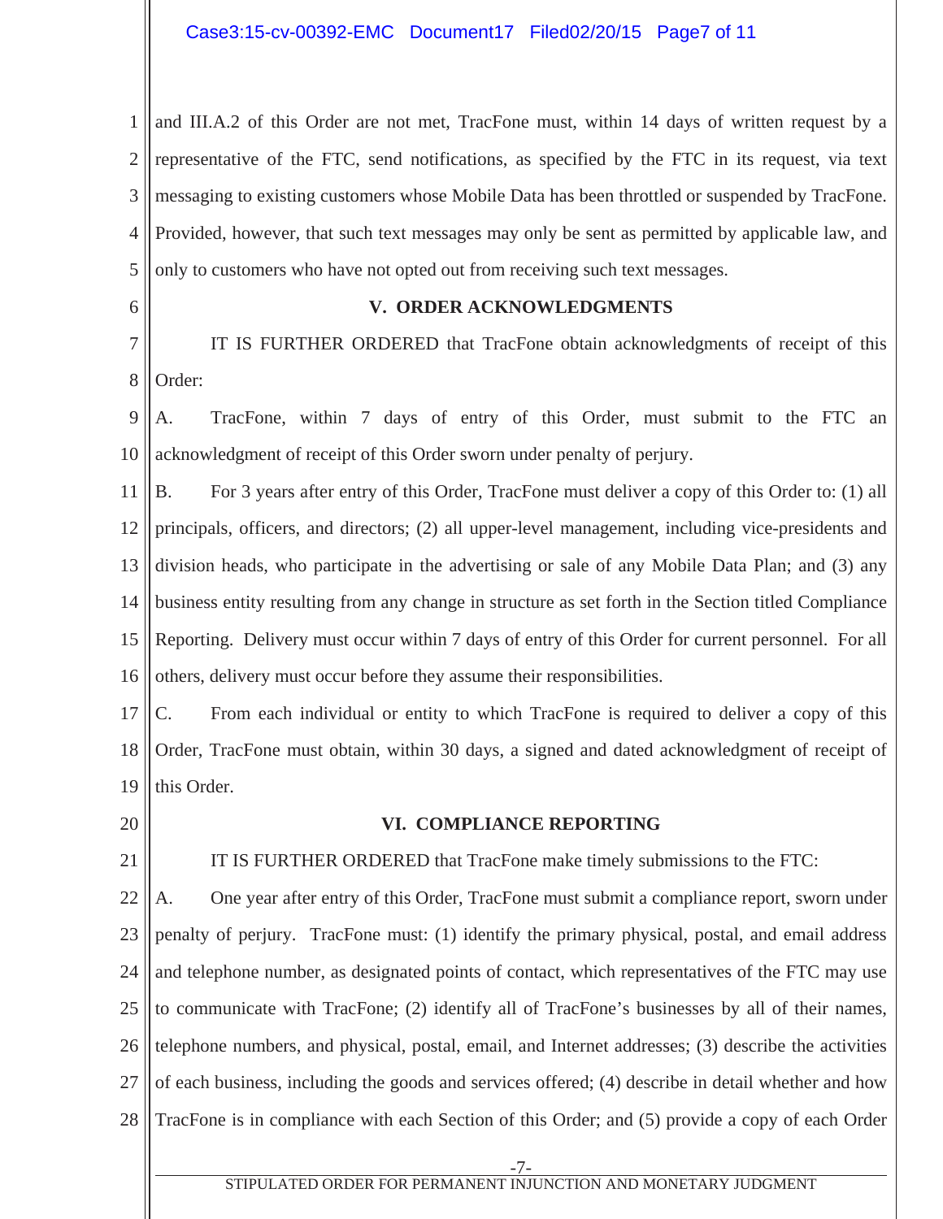and III.A.2 of this Order are not met, TracFone must, within 14 days of written request by a representative of the FTC, send notifications, as specified by the FTC in its request, via text messaging to existing customers whose Mobile Data has been throttled or suspended by TracFone. Provided, however, that such text messages may only be sent as permitted by applicable law, and only to customers who have not opted out from receiving such text messages.

## V. ORDER ACKNOWLEDGMENTS

IT IS FURTHER ORDERED that TracFone obtain acknowledgments of receipt of this Order:

A. TracFone, within 7 days of entry of this Order, must submit to the FTC an acknowledgment of receipt of this Order sworn under penalty of perjury.

B. For 3 years after entry of this Order, TracFone must deliver a copy of this Order to: (1) all principals, officers, and directors; (2) all upper-level management, including vice-presidents and division heads, who participate in the advertising or sale of any Mobile Data Plan; and (3) any business entity resulting from any change in structure as set forth in the Section titled Compliance Reporting. Delivery must occur within 7 days of entry of this Order for current personnel. For all others, delivery must occur before they assume their responsibilities.

C. From each individual or entity to which TracFone is required to deliver a copy of this Order, TracFone must obtain, within 30 days, a signed and dated acknowledgment of receipt of this Order.

## VI. COMPLIANCE REPORTING

IT IS FURTHER ORDERED that TracFone make timely submissions to the FTC:

A. One year after entry of this Order, TracFone must submit a compliance report, sworn under penalty of perjury. TracFone must: (1) identify the primary physical, postal, and email address and telephone number, as designated points of contact, which representatives of the FTC may use to communicate with TracFone; (2) identify all of TracFone's businesses by all of their names, telephone numbers, and physical, postal, email, and Internet addresses; (3) describe the activities of each business, including the goods and services offered; (4) describe in detail whether and how TracFone is in compliance with each Section of this Order; and (5) provide a copy of each Order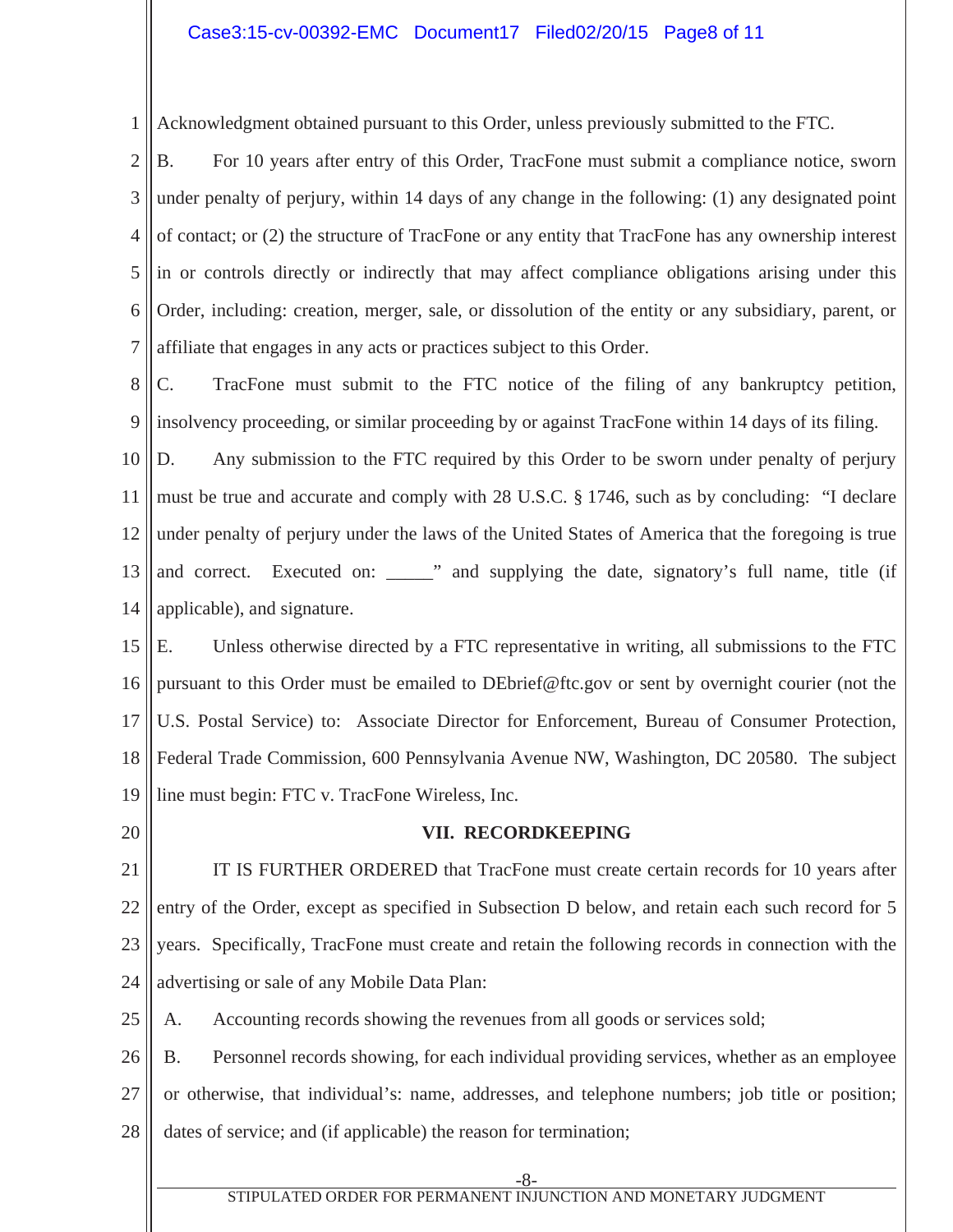Acknowledgment obtained pursuant to this Order, unless previously submitted to the FTC.

B. For 10 years after entry of this Order, TracFone must submit a compliance notice, sworn under penalty of perjury, within 14 days of any change in the following: (1) any designated point of contact; or (2) the structure of TracFone or any entity that TracFone has any ownership interest in or controls directly or indirectly that may affect compliance obligations arising under this Order, including: creation, merger, sale, or dissolution of the entity or any subsidiary, parent, or affiliate that engages in any acts or practices subject to this Order.

C. TracFone must submit to the FTC notice of the filing of any bankruptcy petition, insolvency proceeding, or similar proceeding by or against TracFone within 14 days of its filing.

D. Any submission to the FTC required by this Order to be sworn under penalty of perjury must be true and accurate and comply with 28 U.S.C. § 1746, such as by concluding: "I declare under penalty of perjury under the laws of the United States of America that the foregoing is true and correct. Executed on: _____" and supplying the date, signatory's full name, title (if applicable), and signature.

E. Unless otherwise directed by a FTC representative in writing, all submissions to the FTC pursuant to this Order must be emailed to DEbrief@ftc.gov or sent by overnight courier (not the U.S. Postal Service) to: Associate Director for Enforcement, Bureau of Consumer Protection, Federal Trade Commission, 600 Pennsylvania Avenue NW, Washington, DC 20580. The subject line must begin: FTC v. TracFone Wireless, Inc.

**VII. RECORDKEEPING**

IT IS FURTHER ORDERED that TracFone must create certain records for 10 years after entry of the Order, except as specified in Subsection D below, and retain each such record for 5 years. Specifically, TracFone must create and retain the following records in connection with the advertising or sale of any Mobile Data Plan:

A. Accounting records showing the revenues from all goods or services sold;

B. Personnel records showing, for each individual providing services, whether as an employee or otherwise, that individual's: name, addresses, and telephone numbers; job title or position; dates of service; and (if applicable) the reason for termination;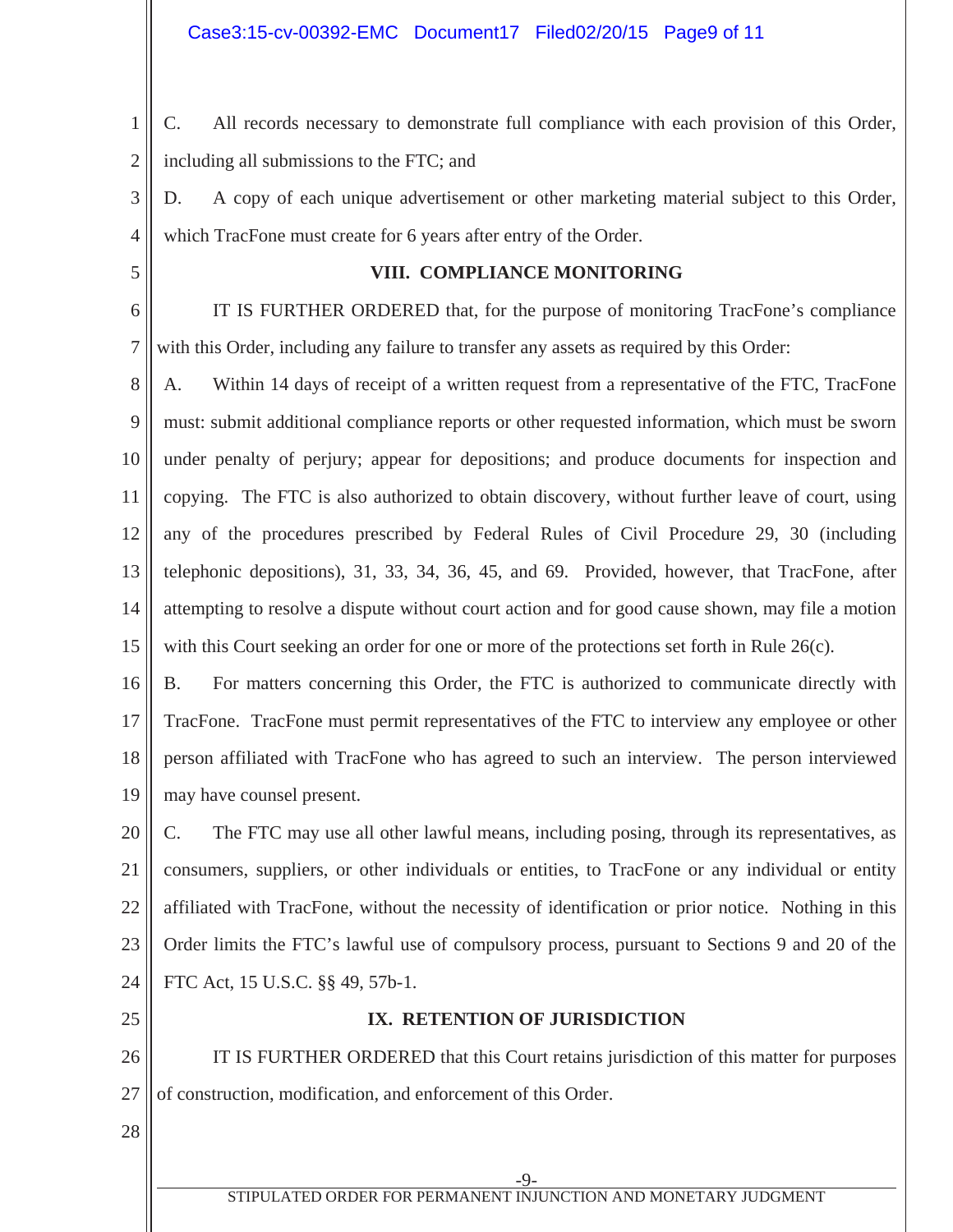C. All records necessary to demonstrate full compliance with each provision of this Order, including all submissions to the FTC; and

D. A copy of each unique advertisement or other marketing material subject to this Order, which TracFone must create for 6 years after entry of the Order.

## VIII. COMPLIANCE MONITORING

IT IS FURTHER ORDERED that, for the purpose of monitoring TracFone's compliance with this Order, including any failure to transfer any assets as required by this Order:

A. Within 14 days of receipt of a written request from a representative of the FTC, TracFone must: submit additional compliance reports or other requested information, which must be sworn under penalty of perjury; appear for depositions; and produce documents for inspection and copying. The FTC is also authorized to obtain discovery, without further leave of court, using any of the procedures prescribed by Federal Rules of Civil Procedure 29, 30 (including telephonic depositions), 31, 33, 34, 36, 45, and 69. Provided, however, that TracFone, after attempting to resolve a dispute without court action and for good cause shown, may file a motion with this Court seeking an order for one or more of the protections set forth in Rule 26(c).

B. For matters concerning this Order, the FTC is authorized to communicate directly with TracFone. TracFone must permit representatives of the FTC to interview any employee or other person affiliated with TracFone who has agreed to such an interview. The person interviewed may have counsel present.

C. The FTC may use all other lawful means, including posing, through its representatives, as consumers, suppliers, or other individuals or entities, to TracFone or any individual or entity affiliated with TracFone, without the necessity of identification or prior notice. Nothing in this Order limits the FTC's lawful use of compulsory process, pursuant to Sections 9 and 20 of the FTC Act, 15 U.S.C. §§ 49, 57b-1.

## IX. RETENTION OF JURISDICTION

IT IS FURTHER ORDERED that this Court retains jurisdiction of this matter for purposes of construction, modification, and enforcement of this Order.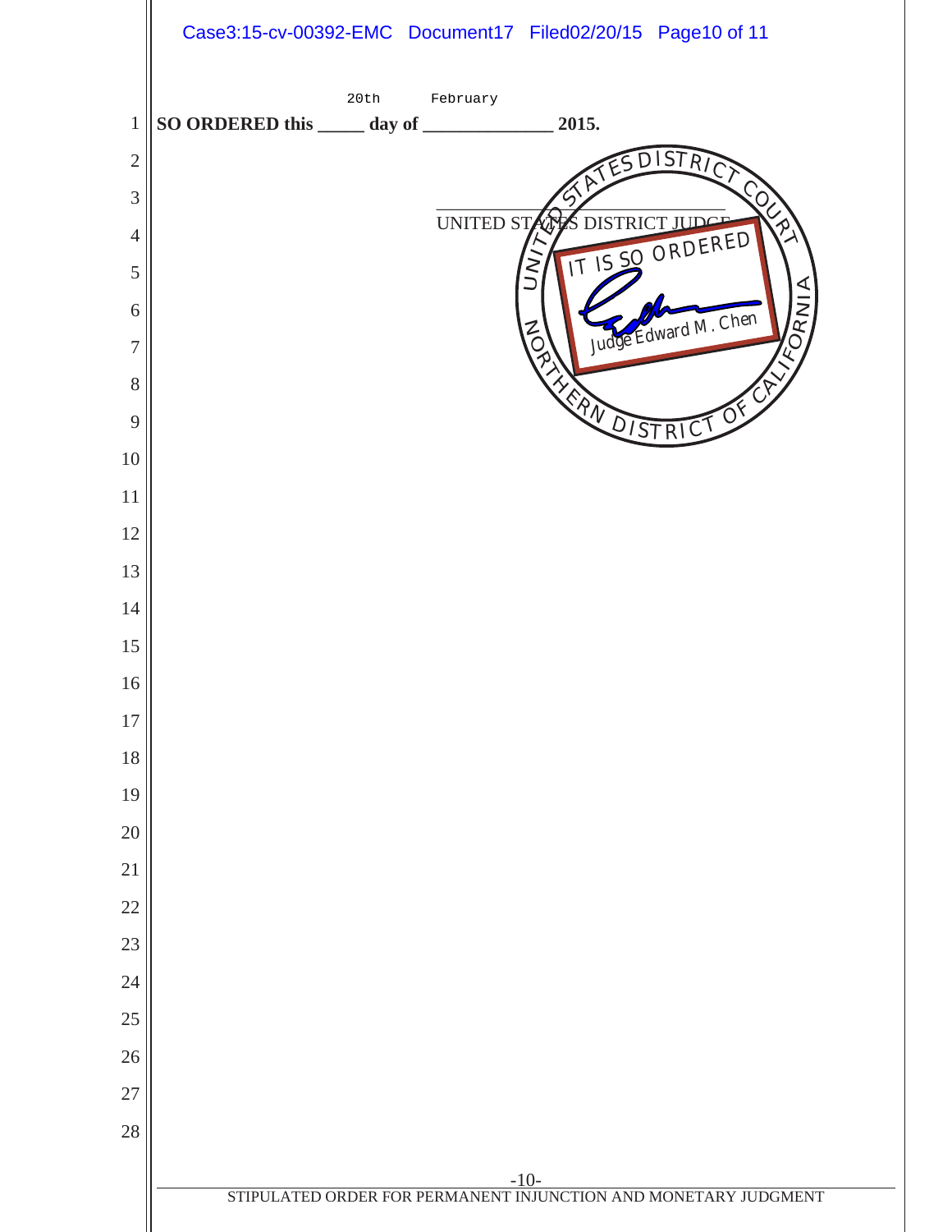**SO ORDERED this 20th day of February 2015.**

UNITED STATES DISTRICT JUDGE

UNITED STATES DISTRICT COURT
NORTHERN DISTRICT OF CALIFORNIA

IT IS SO ORDERED

Judge Edward M. Chen

STIPULATED ORDER FOR PERMANENT INJUNCTION AND MONETARY JUDGMENT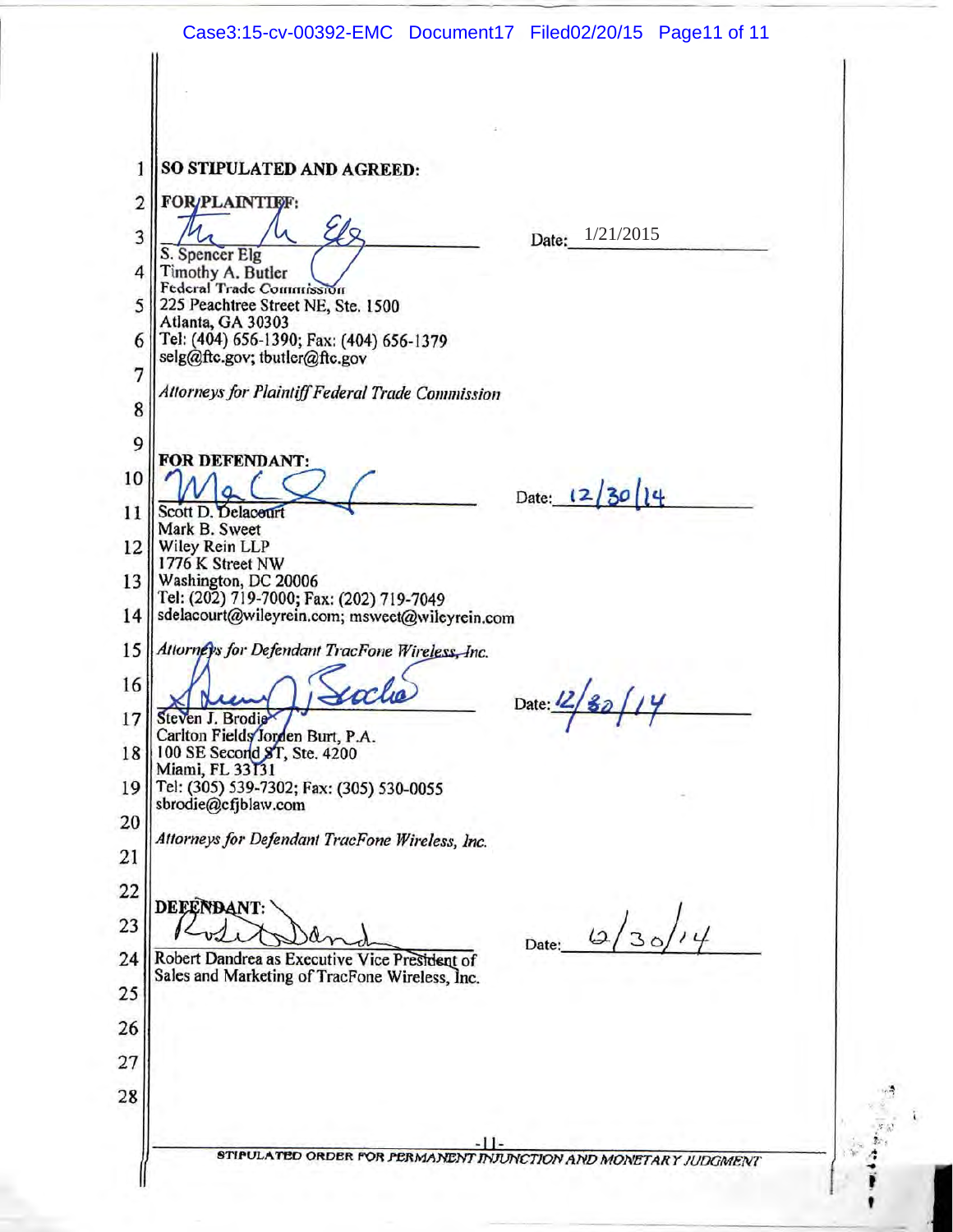**SO STIPULATED AND AGREED:**

**FOR PLAINTIFF:**

_______________________________ Date: 1/21/2015

S. Spencer Elg
Timothy A. Butler
Federal Trade Commission
225 Peachtree Street NE, Ste. 1500
Atlanta, GA 30303
Tel: (404) 656-1390; Fax: (404) 656-1379
selg@ftc.gov; tbutler@ftc.gov

*Attorneys for Plaintiff Federal Trade Commission*

**FOR DEFENDANT:**

_______________________________ Date: 12/30/14

Scott D. Delacourt
Mark B. Sweet
Wiley Rein LLP
1776 K Street NW
Washington, DC 20006
Tel: (202) 719-7000; Fax: (202) 719-7049
sdelacourt@wileyrein.com; msweet@wileyrein.com

*Attorneys for Defendant TracFone Wireless, Inc.*

_______________________________ Date: 12/30/14

Steven J. Brodie
Carlton Fields Jorden Burt, P.A.
100 SE Second ST, Ste. 4200
Miami, FL 33131
Tel: (305) 539-7302; Fax: (305) 530-0055
sbrodie@cfjblaw.com

*Attorneys for Defendant TracFone Wireless, Inc.*

**DEFENDANT:**

_______________________________ Date: 12/30/14

Robert Dandrea as Executive Vice President of Sales and Marketing of TracFone Wireless, Inc.